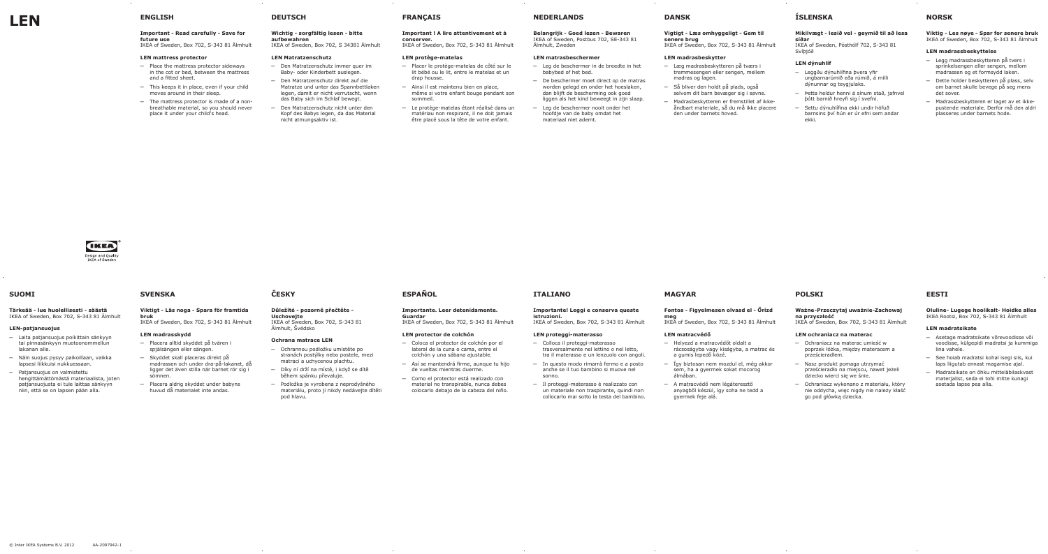# LEN

## ENGLISH

**Important - Read carefully - Save for future use**
IKEA of Sweden, Box 702, S-343 81 Älmhult

**LEN mattress protector**

– Place the mattress protector sideways in the cot or bed, between the mattress and a fitted sheet.
– This keeps it in place, even if your child moves around in their sleep.
– The mattress protector is made of a non-breathable material, so you should never place it under your child's head.

## DEUTSCH

**Wichtig - sorgfältig lesen - bitte aufbewahren**
IKEA of Sweden, Box 702, S 34381 Älmhult

**LEN Matratzenschutz**

– Den Matratzenschutz immer quer im Baby- oder Kinderbett auslegen.
– Den Matratzenschutz direkt auf die Matratze und unter das Spannbettlaken legen, damit er nicht verrutscht, wenn das Baby sich im Schlaf bewegt.
– Den Matratzenschutz nicht unter den Kopf des Babys legen, da das Material nicht atmungsaktiv ist.

## FRANÇAIS

**Important ! A lire attentivement et à conserver.**
IKEA of Sweden, Box 702, S-343 81 Älmhult

**LEN protège-matelas**

– Placer le protège-matelas de côté sur le lit bébé ou le lit, entre le matelas et un drap housse.
– Ainsi il est maintenu bien en place, même si votre enfant bouge pendant son sommeil.
– Le protège-matelas étant réalisé dans un matériau non respirant, il ne doit jamais être placé sous la tête de votre enfant.

## NEDERLANDS

**Belangrijk - Goed lezen - Bewaren**
IKEA of Sweden, Postbus 702, SE-343 81 Älmhult, Zweden

**LEN matrasbeschermer**

– Leg de beschermer in de breedte in het babybed of het bed.
– De beschermer moet direct op de matras worden gelegd en onder het hoeslaken, dan blijft de bescherming ook goed liggen als het kind beweegt in zijn slaap.
– Leg de beschermer nooit onder het hoofdje van de baby omdat het materiaal niet ademt.

## DANSK

**Vigtigt - Læs omhyggeligt - Gem til senere brug**
IKEA of Sweden, Box 702, S-343 81 Älmhult

**LEN madrasbeskytter**

– Læg madrasbeskytteren på tværs i tremmesengen eller sengen, mellem madras og lagen.
– Så bliver den holdt på plads, også selvom dit barn bevæger sig i søvne.
– Madrasbeskytteren er fremstillet af ikke-åndbart materiale, så du må ikke placere den under barnets hoved.

## ÍSLENSKA

**Mikilvægt - lesið vel - geymið til að lesa síðar**
IKEA of Sweden, Pósthólf 702, S-343 81 Svíþjóð

**LEN dýnuhlíf**

– Leggðu dýnuhlífina þvera yfir ungbarnarúmið eða rúmið, á milli dýnunnar og teygjulaks.
– Þetta heldur henni á sínum stað, jafnvel þótt barnið hreyfi sig í svefni.
– Settu dýnuhlífina ekki undir höfuð barnsins því hún er úr efni sem andar ekki.

## NORSK

**Viktig - Les nøye - Spar for senere bruk**
IKEA of Sweden, Box 702, S-343 81 Älmhult

**LEN madrassbeskyttelse**

– Legg madrassbeskytteren på tvers i sprinkelsengen eller sengen, mellom madrassen og et formsydd laken.
– Dette holder beskytteren på plass, selv om barnet skulle bevege på seg mens det sover.
– Madrassbeskytteren er laget av et ikke-pustende materiale. Derfor må den aldri plasseres under barnets hode.

Design and Quality
IKEA of Sweden

## SUOMI

**Tärkeää - lue huolellisesti - säästä**
IKEA of Sweden, Box 702, S-343 81 Älmhult

**LEN-patjansuojus**

– Laita patjansuojus poikittain sänkyyn tai pinnasänkyyn muotoonommellun lakanan alle.
– Näin suojus pysyy paikoillaan, vaikka lapsesi liikkuisi nukkuessaan.
– Patjansuojus on valmistettu hengittämättömästä materiaalista, joten patjansuojusta ei tule laittaa sänkyyn niin, että se on lapsen pään alla.

## SVENSKA

**Viktigt - Läs noga - Spara för framtida bruk**
IKEA of Sweden, Box 702, S-343 81 Älmhult

**LEN madrasskydd**

– Placera alltid skyddet på tvären i spjälsängen eller sängen.
– Skyddet skall placeras direkt på madrassen och under dra-på-lakanet, då ligger det även stilla när barnet rör sig i sömnen.
– Placera aldrig skyddet under babyns huvud då materialet inte andas.

## ČESKY

**Důležité - pozorně přečtěte - Uschovejte**
IKEA of Sweden, Box 702, S-343 81 Älmhult, Švédsko

**Ochrana matrace LEN**

– Ochrannou podložku umístěte po stranách postýlky nebo postele, mezi matraci a uchycenou plachtu.
– Díky ní drží na místě, i když se dítě během spánku převaluje.
– Podložka je vyrobena z neprodyšného materiálu, proto ji nikdy nedávejte dítěti pod hlavu.

## ESPAÑOL

**Importante. Leer detenidamente. Guardar**
IKEA of Sweden, Box 702, S-343 81 Älmhult

**LEN protector de colchón**

– Coloca el protector de colchón por el lateral de la cuna o cama, entre el colchón y una sábana ajustable.
– Así se mantendrá firme, aunque tu hijo de vueltas mientras duerme.
– Como el protector está realizado con material no transpirable, nunca debes colocarlo debajo de la cabeza del niño.

## ITALIANO

**Importante! Leggi e conserva queste istruzioni.**
IKEA of Sweden, Box 702, S-343 81 Älmhult

**LEN proteggi-materasso**

– Colloca il proteggi-materasso trasversalmente nel lettino o nel letto, tra il materasso e un lenzuolo con angoli.
– In questo modo rimarrà fermo e a posto anche se il tuo bambino si muove nel sonno.
– Il proteggi-materasso è realizzato con un materiale non traspirante, quindi non collocarlo mai sotto la testa del bambino.

## MAGYAR

**Fontos - Figyelmesen olvasd el - Őrizd meg**
IKEA of Sweden, Box 702, S-343 81 Älmhult

**LEN matracvédő**

– Helyezd a matracvédőt oldalt a rácsoságyba vagy kiságyba, a matrac és a gumis lepedő közé.
– Így biztosan nem mozdul el, még akkor sem, ha a gyermek sokat mocorog álmában.
– A matracvédő nem légáteresztő anyagból készül, így soha ne tedd a gyermek feje alá.

## POLSKI

**Ważne-Przeczytaj uważnie-Zachowaj na przyszłość**
IKEA of Sweden, Box 702, S-343 81 Älmhult

**LEN ochraniacz na materac**

– Ochraniacz na materac umieść w poprzek łóżka, między materacem a prześcieradłem.
– Nasz produkt pomaga utrzymać prześcieradło na miejscu, nawet jeżeli dziecko wierci się we śnie.
– Ochraniacz wykonano z materiału, który nie oddycha, więc nigdy nie należy kłaść go pod główką dziecka.

## EESTI

**Oluline- Lugege hoolikalt- Hoidke alles**
IKEA Rootsi, Box 702, S-343 81 Älmhult

**LEN madratsikate**

– Asetage madratsikate võrevoodisse või voodisse, külgepidi madratsi ja kummiga lina vahele.
– See hoiab madratsi kohal isegi siis, kui laps liigutab ennast magamise ajal.
– Madratsikate on õhku mittelabilaskvast materjalist, seda ei tohi mitte kunagi asetada lapse pea alla.

© Inter IKEA Systems B.V. 2012 AA-2097942-1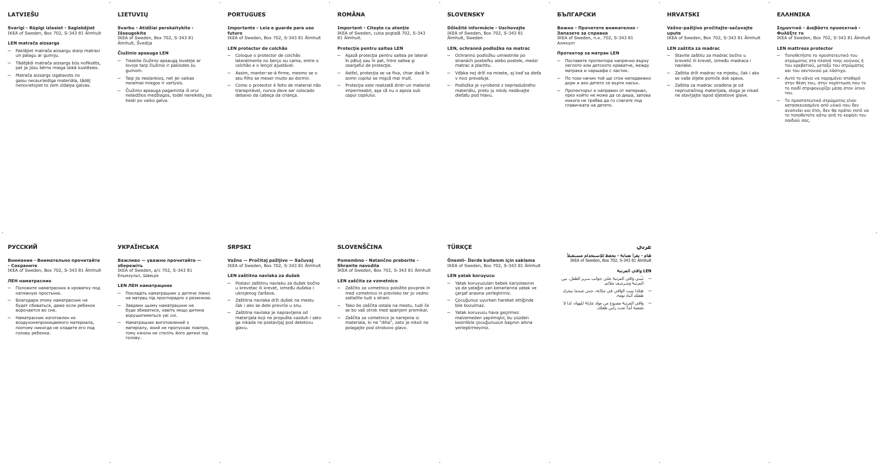## LATVIEŠU

**Svarīgi - Rūpīgi izlasiet - Saglabājiet**
IKEA of Sweden, Box 702, S-343 81 Älmhult

### LEN matrača aizsargs

- Paklājiet matrača aizsargu starp matraci un palagu ar gumiju.
- Tādējādi matrača aizsargs būs nofiksēts, pat ja jūsu bērns miega laikā kustēsies.
- Matrača aizsargs izgatavots no gaisu necaurlaidīga materiāla, tādēļ nenovietojiet to zem zīdaiņa galvas.

## LIETUVIŲ

**Svarbu - Atidžiai perskaitykite - Išsaugokite**
IKEA of Sweden, Box 702, S-343 81 Älmhult, Švedija

### Čiužinio apsauga LEN

- Tieskite čiužinio apsaugą lovelėje ar lovoje tarp čiužinio ir paklodės su gumom.
- Taip jis neslankios, net jei vaikas neramiai miegos ir vartysis.
- Čiužinio apsauga pagaminta iš orui nelaidžios medžiagos, todėl nereikėtų jos tiesti po vaiko galva.

## PORTUGUES

**Importante - Leia e guarde para uso futuro**
IKEA of Sweden, Box 702, S-343 81 Älmhult

### LEN protector de colchão

- Coloque o protector de colchão lateralmente no berço ou cama, entre o colchão e o lençol ajustável.
- Assim, manter-se-á firme, mesmo se o seu filho se mexer muito ao dormir.
- Como o protector é feito de material não transpirável, nunca deve ser colocado debaixo da cabeça da criança.

## ROMÂNA

**Important - Citeşte cu atenţie**
IKEA of Sweden, cutia poştală 702, S-343 81 Älmhult.

### Protecţie pentru saltea LEN

- Aşază protecţia pentru saltea pe lateral în pătuţ sau în pat, între saltea şi cearşaful de protecţie.
- Astfel, protecţia se va fixa, chiar dacă în somn copilul se mişcă mai mult.
- Protecţia este realizată dintr-un material impermeabil, aşa că nu o aşeza sub capul copilului.

## SLOVENSKY

**Dôležité informácie - Uschovajte**
IKEA of Sweden, Box 702, S-343 81 Älmhult, Sweden

### LEN, ochranná podložka na matrac

- Ochrannú podložku umiestnite po stranách postieľky alebo postele, medzi matrac a plachtu.
- Vďaka nej drží na mieste, aj keď sa dieťa v noci prevaľuje.
- Podložka je vyrobené z nepriedušného materiálu, preto ju nikdy nedávajte dieťaťu pod hlavu.

## БЪЛГАРСКИ

**Важно - Прочетете внимателно - Запазете за справка**
IKEA of Sweden, п.к. 702, S-343 81 Алмхулт

### Протектор за матрак LEN

- Поставете протектора напречно върху леглото или детското креватче, между матрака и чаршафа с ластик.
- По този начин той ще стои неподвижно дори и ако детето се върти насън.
- Протекторът е направен от материал, през който не може да се диша, затова никога не трябва да го слагате под главичката на детето.

## HRVATSKI

**Važno-pažljivo pročitajte-sačuvajte upute**
IKEA of Sweden, Box 702, S-343 81 Älmhult

### LEN zaštita za madrac

- Stavite zaštitu za madrac bočno u krevetić ili krevet, između madraca i navlake.
- Zaštita drži madrac na mjestu, čak i ako se vaše dijete pomiče dok spava.
- Zaštita za madrac izrađena je od neprozračnog materijala, stoga je nikad ne stavljajte ispod djetetove glave.

## ΕΛΛΗΝΙΚΑ

**Σημαντικό - Διαβάστε προσεκτικό - Φυλάξτε το**
IKEA of Sweden, Box 702, S-343 81 Älmhult

### LEN mattress protector

- Τοποθετήστε το προστατευτικό του στρώματος στα πλαϊνά της κούνιας ή του κρεβατιού, μεταξύ του στρώματος και του σεντονιού με λάστιχο.
- Αυτό το κάνει να παραμένει σταθερό στην θέση του, στην περίπτωση που το το παιδί στριφογυρίζει μέσα στον ύπνο του.
- Το προστατευτικό στρώματος είναι κατασκευασμένο από υλικό που δεν αναπνέει και έτσι, δεν θα πρέπει ποτέ να το τοποθετείτε κάτω από το κεφάλι του παιδιού σας.

## РУССКИЙ

**Внимание - Внимательно прочитайте - Сохраните**
IKEA of Sweden, Box 702, S-343 81 Älmhult

### ЛЕН наматрасник

- Положите наматрасник в кроватку под натяжную простыню.
- Благодаря этому наматрасник не будет сбиваться, даже если ребенок ворочается во сне.
- Наматрасник изготовлен из воздухонепроницаемого материала, поэтому никогда не кладите его под голову ребенка.

## УКРАЇНСЬКА

**Важливо — уважно прочитайте — збережіть**
IKEA of Sweden, а/с 702, S-343 81 Ельмхульт, Швеція

### LEN ЛЕН наматрацник

- Покладіть наматрацник у дитяче ліжко на матрац під простирадло з резинкою.
- Завдяки цьому наматрацник не буде збиватися, навіть якщо дитина ворушитиметься уві сні.
- Наматрацник виготовлений з матеріалу, який не пропускає повітря, тому ніколи не стеліть його дитині під голову.

## SRPSKI

**Važno — Pročitaj pažljivo — Sačuvaj**
IKEA of Sweden, Box 702, S-343 81 Älmhult

### LEN zaštitna navlaka za dušek

- Postavi zaštitnu navlaku za dušek bočno u krevetac ili krevet, između dušeka i ukrojenog čaršava.
- Zaštitna navlaka drži dušek na mestu čak i ako se dete prevrće u snu.
- Zaštitna navlaka je napravljena od materijala koji ne propušta vazduh i zato ga nikada ne postavljaj pod detetovu glavu.

## SLOVENŠČINA

**Pomembno - Natančno preberite - Shranite navodila**
IKEA of Sweden, Box 702, S-343 81 Älmhult

### LEN zaščita za vzmetnico

- Zaščito za vzmetnico položite povprek in med vzmetnico in prevleko ter jo vedno zatlačite tudi s strani.
- Tako bo zaščita ostala na mestu, tudi če se bo vaš otrok med spanjem premikal.
- Zaščita za vzmetnico je narejena iz materiala, ki ne "diha", zato je nikoli ne polagajte pod otrokovo glavo.

## TÜRKÇE

**Önemli- İlerde kullanım için saklama**
IKEA of Sweden, Box 702, S-343 81 Älmhult

### LEN yatak koruyucu

- Yatak koruyucuları bebek karyolasının ya da yatağın yan kenarlarına yatak ve çarşaf arasına yerleştiriniz.
- Çocuğunuz uyurken hareket ettiğinde bile bozulmaz.
- Yatak koruyucu hava geçirmez malzemeden yapılmıştır, bu yüzden kesinlikle çocuğunuzun başının altına yerleştirmeyiniz.

## عربي

**هام - يقرأ بعناية - يحفظ للاستخدام مستقبلاً**
IKEA of Sweden, Box 702, S-343 81 Älmhult

### LEN واقي المرتبة

- ثبتي واقي المرتبة على جوانب سرير الطفل، بين المرتبة وشرشف ملائم.
- هكذا يثبت الواقي في مكانه، حتى عندما يتحرك طفلك أثناء نومه.
- واقي المرتبة مصنوع من مواد عازلة للهواء، لذا لا تضعيه أبداً تحت رأس طفلك.